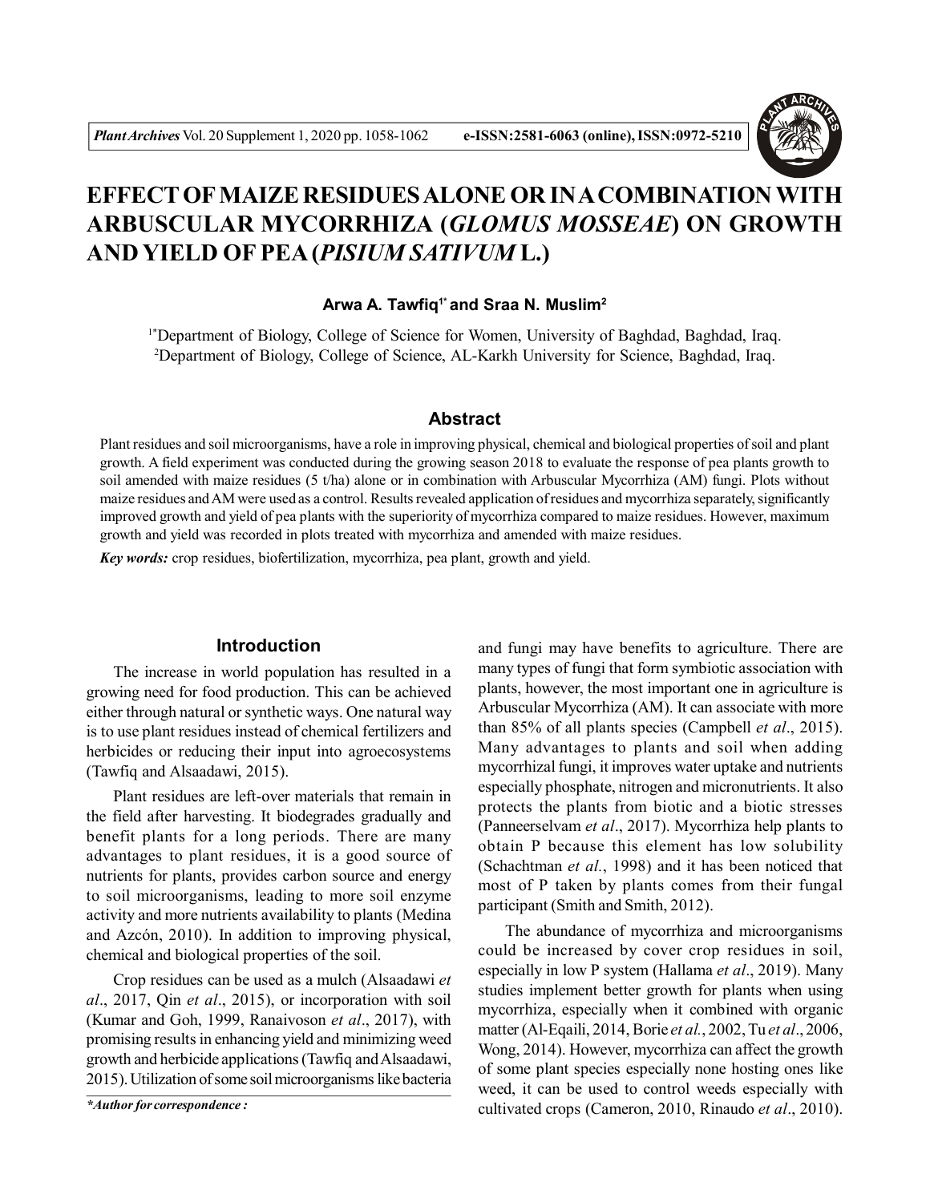# EFFECT OF MAIZE RESIDUES ALONE OR IN A COMBINATION WITH ARBUSCULAR MYCORRHIZA (*GLOMUS MOSSEAE*) ON GROWTH AND YIELD OF PEA (*PISIUM SATIVUM* L.)

**Arwa A. Tawfiq[1*] and Sraa N. Muslim[2]**

[1*]Department of Biology, College of Science for Women, University of Baghdad, Baghdad, Iraq.
[2]Department of Biology, College of Science, AL-Karkh University for Science, Baghdad, Iraq.

## Abstract

Plant residues and soil microorganisms, have a role in improving physical, chemical and biological properties of soil and plant growth. A field experiment was conducted during the growing season 2018 to evaluate the response of pea plants growth to soil amended with maize residues (5 t/ha) alone or in combination with Arbuscular Mycorrhiza (AM) fungi. Plots without maize residues and AM were used as a control. Results revealed application of residues and mycorrhiza separately, significantly improved growth and yield of pea plants with the superiority of mycorrhiza compared to maize residues. However, maximum growth and yield was recorded in plots treated with mycorrhiza and amended with maize residues.

***Key words:*** crop residues, biofertilization, mycorrhiza, pea plant, growth and yield.

## Introduction

The increase in world population has resulted in a growing need for food production. This can be achieved either through natural or synthetic ways. One natural way is to use plant residues instead of chemical fertilizers and herbicides or reducing their input into agroecosystems (Tawfiq and Alsaadawi, 2015).

Plant residues are left-over materials that remain in the field after harvesting. It biodegrades gradually and benefit plants for a long periods. There are many advantages to plant residues, it is a good source of nutrients for plants, provides carbon source and energy to soil microorganisms, leading to more soil enzyme activity and more nutrients availability to plants (Medina and Azcón, 2010). In addition to improving physical, chemical and biological properties of the soil.

Crop residues can be used as a mulch (Alsaadawi *et al*., 2017, Qin *et al*., 2015), or incorporation with soil (Kumar and Goh, 1999, Ranaivoson *et al*., 2017), with promising results in enhancing yield and minimizing weed growth and herbicide applications (Tawfiq and Alsaadawi, 2015). Utilization of some soil microorganisms like bacteria and fungi may have benefits to agriculture. There are many types of fungi that form symbiotic association with plants, however, the most important one in agriculture is Arbuscular Mycorrhiza (AM). It can associate with more than 85% of all plants species (Campbell *et al*., 2015). Many advantages to plants and soil when adding mycorrhizal fungi, it improves water uptake and nutrients especially phosphate, nitrogen and micronutrients. It also protects the plants from biotic and a biotic stresses (Panneerselvam *et al*., 2017). Mycorrhiza help plants to obtain P because this element has low solubility (Schachtman *et al.*, 1998) and it has been noticed that most of P taken by plants comes from their fungal participant (Smith and Smith, 2012).

The abundance of mycorrhiza and microorganisms could be increased by cover crop residues in soil, especially in low P system (Hallama *et al*., 2019). Many studies implement better growth for plants when using mycorrhiza, especially when it combined with organic matter (Al-Eqaili, 2014, Borie *et al.*, 2002, Tu *et al*., 2006, Wong, 2014). However, mycorrhiza can affect the growth of some plant species especially none hosting ones like weed, it can be used to control weeds especially with cultivated crops (Cameron, 2010, Rinaudo *et al*., 2010).

**\*Author for correspondence :**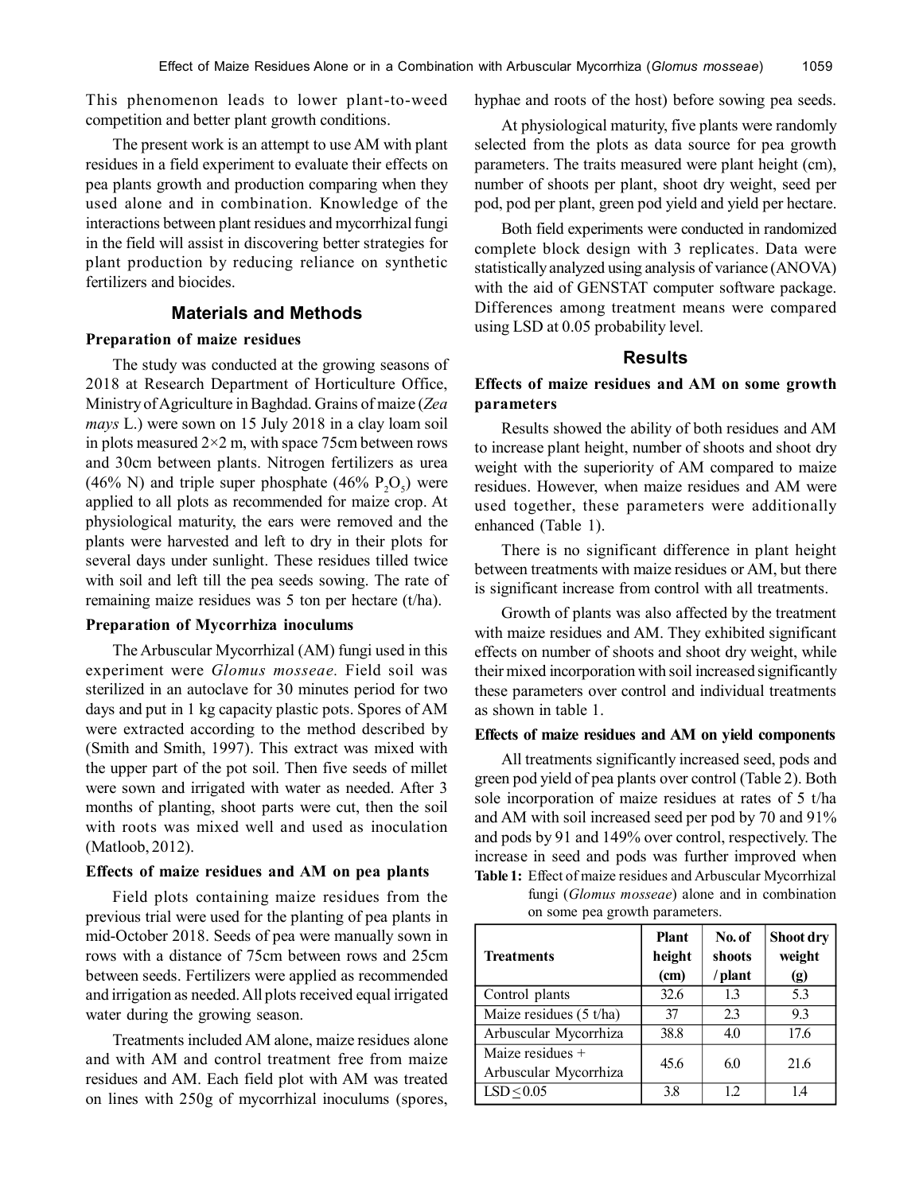This phenomenon leads to lower plant-to-weed competition and better plant growth conditions.

The present work is an attempt to use AM with plant residues in a field experiment to evaluate their effects on pea plants growth and production comparing when they used alone and in combination. Knowledge of the interactions between plant residues and mycorrhizal fungi in the field will assist in discovering better strategies for plant production by reducing reliance on synthetic fertilizers and biocides.

## Materials and Methods

### Preparation of maize residues

The study was conducted at the growing seasons of 2018 at Research Department of Horticulture Office, Ministry of Agriculture in Baghdad. Grains of maize (*Zea mays* L.) were sown on 15 July 2018 in a clay loam soil in plots measured 2×2 m, with space 75cm between rows and 30cm between plants. Nitrogen fertilizers as urea (46% N) and triple super phosphate (46% $P_2O_5$) were applied to all plots as recommended for maize crop. At physiological maturity, the ears were removed and the plants were harvested and left to dry in their plots for several days under sunlight. These residues tilled twice with soil and left till the pea seeds sowing. The rate of remaining maize residues was 5 ton per hectare (t/ha).

### Preparation of Mycorrhiza inoculums

The Arbuscular Mycorrhizal (AM) fungi used in this experiment were *Glomus mosseae.* Field soil was sterilized in an autoclave for 30 minutes period for two days and put in 1 kg capacity plastic pots. Spores of AM were extracted according to the method described by (Smith and Smith, 1997). This extract was mixed with the upper part of the pot soil. Then five seeds of millet were sown and irrigated with water as needed. After 3 months of planting, shoot parts were cut, then the soil with roots was mixed well and used as inoculation (Matloob, 2012).

### Effects of maize residues and AM on pea plants

Field plots containing maize residues from the previous trial were used for the planting of pea plants in mid-October 2018. Seeds of pea were manually sown in rows with a distance of 75cm between rows and 25cm between seeds. Fertilizers were applied as recommended and irrigation as needed. All plots received equal irrigated water during the growing season.

Treatments included AM alone, maize residues alone and with AM and control treatment free from maize residues and AM. Each field plot with AM was treated on lines with 250g of mycorrhizal inoculums (spores, hyphae and roots of the host) before sowing pea seeds.

At physiological maturity, five plants were randomly selected from the plots as data source for pea growth parameters. The traits measured were plant height (cm), number of shoots per plant, shoot dry weight, seed per pod, pod per plant, green pod yield and yield per hectare.

Both field experiments were conducted in randomized complete block design with 3 replicates. Data were statistically analyzed using analysis of variance (ANOVA) with the aid of GENSTAT computer software package. Differences among treatment means were compared using LSD at 0.05 probability level.

## Results

### Effects of maize residues and AM on some growth parameters

Results showed the ability of both residues and AM to increase plant height, number of shoots and shoot dry weight with the superiority of AM compared to maize residues. However, when maize residues and AM were used together, these parameters were additionally enhanced (Table 1).

There is no significant difference in plant height between treatments with maize residues or AM, but there is significant increase from control with all treatments.

Growth of plants was also affected by the treatment with maize residues and AM. They exhibited significant effects on number of shoots and shoot dry weight, while their mixed incorporation with soil increased significantly these parameters over control and individual treatments as shown in table 1.

### Effects of maize residues and AM on yield components

All treatments significantly increased seed, pods and green pod yield of pea plants over control (Table 2). Both sole incorporation of maize residues at rates of 5 t/ha and AM with soil increased seed per pod by 70 and 91% and pods by 91 and 149% over control, respectively. The increase in seed and pods was further improved when

**Table 1:** Effect of maize residues and Arbuscular Mycorrhizal fungi (*Glomus mosseae*) alone and in combination on some pea growth parameters.

| Treatments | Plant height (cm) | No. of shoots / plant | Shoot dry weight (g) |
|---|---|---|---|
| Control plants | 32.6 | 1.3 | 5.3 |
| Maize residues (5 t/ha) | 37 | 2.3 | 9.3 |
| Arbuscular Mycorrhiza | 38.8 | 4.0 | 17.6 |
| Maize residues + Arbuscular Mycorrhiza | 45.6 | 6.0 | 21.6 |
| LSD ≤ 0.05 | 3.8 | 1.2 | 1.4 |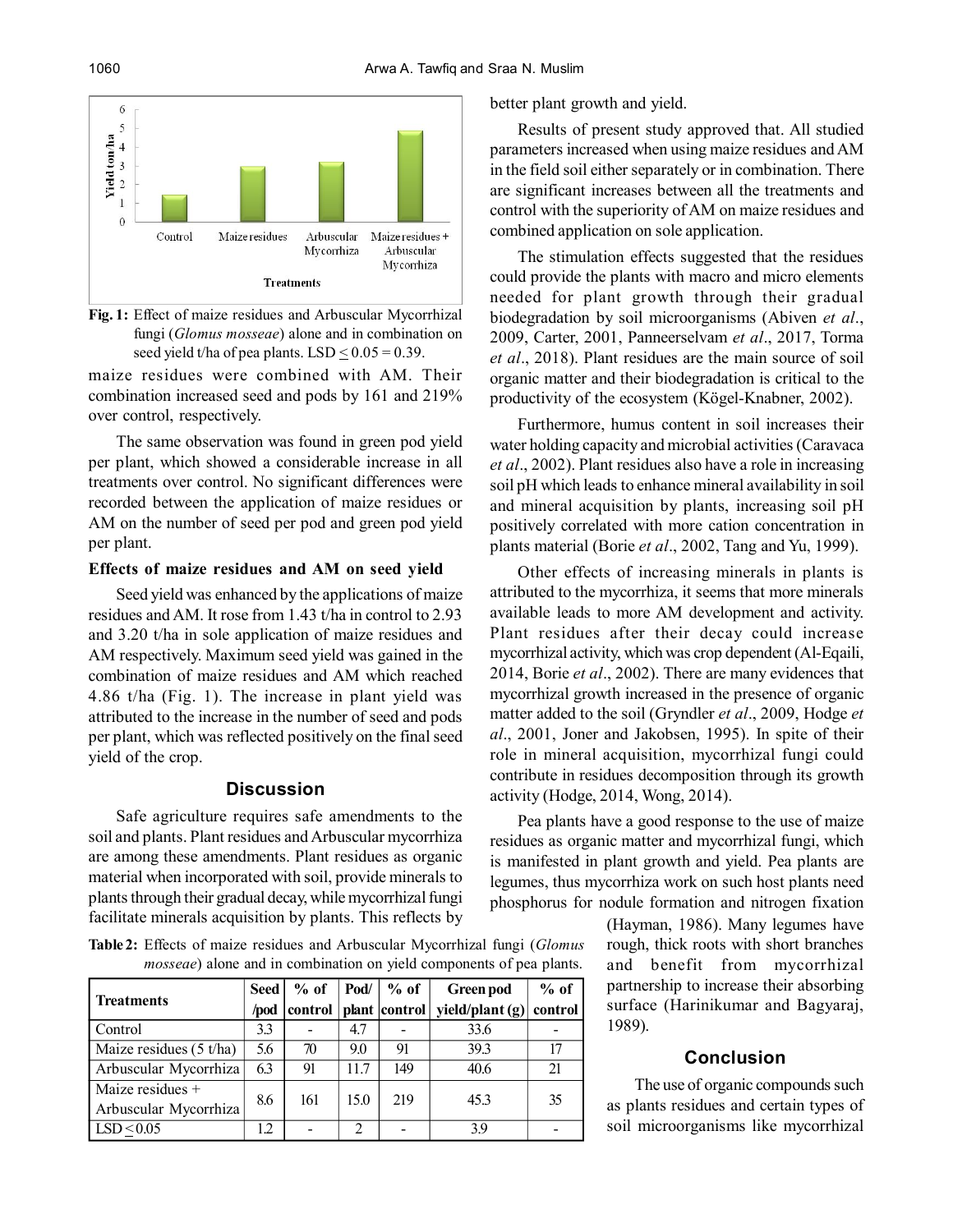Fig. 1: Effect of maize residues and Arbuscular Mycorrhizal fungi (*Glomus mosseae*) alone and in combination on seed yield t/ha of pea plants. LSD ≤ 0.05 = 0.39.

maize residues were combined with AM. Their combination increased seed and pods by 161 and 219% over control, respectively.

The same observation was found in green pod yield per plant, which showed a considerable increase in all treatments over control. No significant differences were recorded between the application of maize residues or AM on the number of seed per pod and green pod yield per plant.

### Effects of maize residues and AM on seed yield

Seed yield was enhanced by the applications of maize residues and AM. It rose from 1.43 t/ha in control to 2.93 and 3.20 t/ha in sole application of maize residues and AM respectively. Maximum seed yield was gained in the combination of maize residues and AM which reached 4.86 t/ha (Fig. 1). The increase in plant yield was attributed to the increase in the number of seed and pods per plant, which was reflected positively on the final seed yield of the crop.

## Discussion

Safe agriculture requires safe amendments to the soil and plants. Plant residues and Arbuscular mycorrhiza are among these amendments. Plant residues as organic material when incorporated with soil, provide minerals to plants through their gradual decay, while mycorrhizal fungi facilitate minerals acquisition by plants. This reflects by better plant growth and yield.

Results of present study approved that. All studied parameters increased when using maize residues and AM in the field soil either separately or in combination. There are significant increases between all the treatments and control with the superiority of AM on maize residues and combined application on sole application.

The stimulation effects suggested that the residues could provide the plants with macro and micro elements needed for plant growth through their gradual biodegradation by soil microorganisms (Abiven *et al*., 2009, Carter, 2001, Panneerselvam *et al*., 2017, Torma *et al*., 2018). Plant residues are the main source of soil organic matter and their biodegradation is critical to the productivity of the ecosystem (Kögel-Knabner, 2002).

Furthermore, humus content in soil increases their water holding capacity and microbial activities (Caravaca *et al*., 2002). Plant residues also have a role in increasing soil pH which leads to enhance mineral availability in soil and mineral acquisition by plants, increasing soil pH positively correlated with more cation concentration in plants material (Borie *et al*., 2002, Tang and Yu, 1999).

Other effects of increasing minerals in plants is attributed to the mycorrhiza, it seems that more minerals available leads to more AM development and activity. Plant residues after their decay could increase mycorrhizal activity, which was crop dependent (Al-Eqaili, 2014, Borie *et al*., 2002). There are many evidences that mycorrhizal growth increased in the presence of organic matter added to the soil (Gryndler *et al*., 2009, Hodge *et al*., 2001, Joner and Jakobsen, 1995). In spite of their role in mineral acquisition, mycorrhizal fungi could contribute in residues decomposition through its growth activity (Hodge, 2014, Wong, 2014).

Pea plants have a good response to the use of maize residues as organic matter and mycorrhizal fungi, which is manifested in plant growth and yield. Pea plants are legumes, thus mycorrhiza work on such host plants need phosphorus for nodule formation and nitrogen fixation (Hayman, 1986). Many legumes have rough, thick roots with short branches and benefit from mycorrhizal partnership to increase their absorbing surface (Harinikumar and Bagyaraj, 1989).

**Table 2:** Effects of maize residues and Arbuscular Mycorrhizal fungi (*Glomus mosseae*) alone and in combination on yield components of pea plants.

| Treatments | Seed /pod | % of control | Pod/ plant | % of control | Green pod yield/plant (g) | % of control |
|---|---|---|---|---|---|---|
| Control | 3.3 | - | 4.7 | - | 33.6 | - |
| Maize residues (5 t/ha) | 5.6 | 70 | 9.0 | 91 | 39.3 | 17 |
| Arbuscular Mycorrhiza | 6.3 | 91 | 11.7 | 149 | 40.6 | 21 |
| Maize residues + Arbuscular Mycorrhiza | 8.6 | 161 | 15.0 | 219 | 45.3 | 35 |
| LSD ≤ 0.05 | 1.2 | - | 2 | - | 3.9 | - |

## Conclusion

The use of organic compounds such as plants residues and certain types of soil microorganisms like mycorrhizal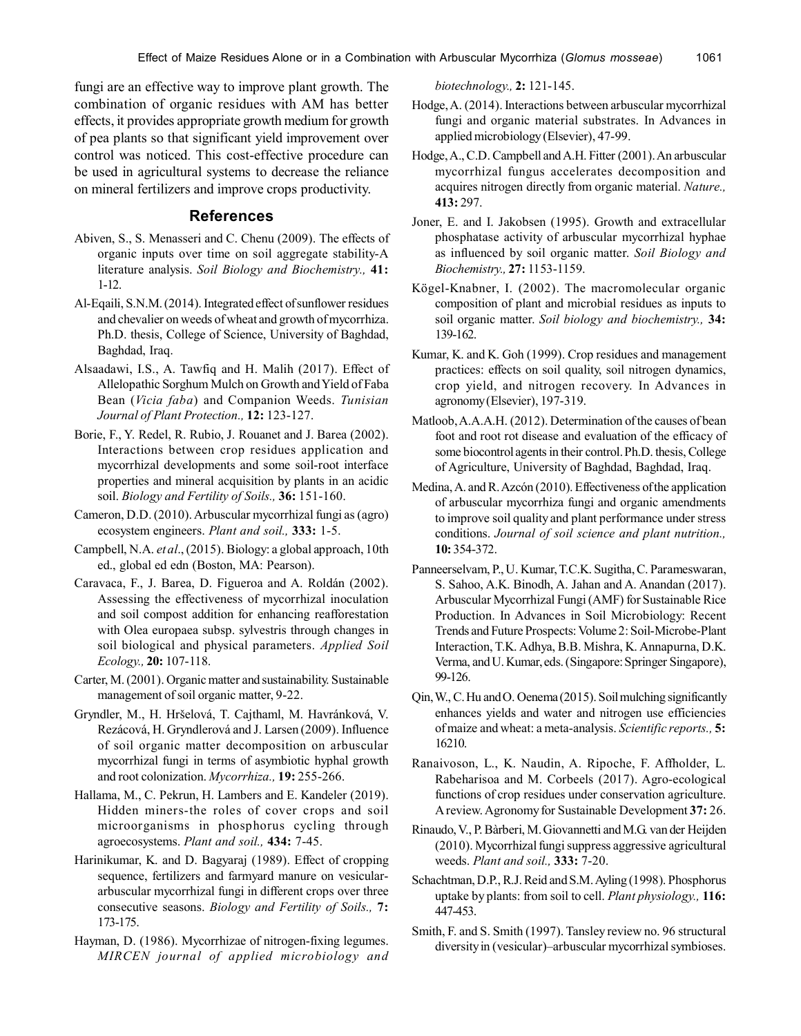fungi are an effective way to improve plant growth. The combination of organic residues with AM has better effects, it provides appropriate growth medium for growth of pea plants so that significant yield improvement over control was noticed. This cost-effective procedure can be used in agricultural systems to decrease the reliance on mineral fertilizers and improve crops productivity.

## References

Abiven, S., S. Menasseri and C. Chenu (2009). The effects of organic inputs over time on soil aggregate stability-A literature analysis. *Soil Biology and Biochemistry.,* **41:** 1-12.

Al-Eqaili, S.N.M. (2014). Integrated effect of sunflower residues and chevalier on weeds of wheat and growth of mycorrhiza. Ph.D. thesis, College of Science, University of Baghdad, Baghdad, Iraq.

Alsaadawi, I.S., A. Tawfiq and H. Malih (2017). Effect of Allelopathic Sorghum Mulch on Growth and Yield of Faba Bean (*Vicia faba*) and Companion Weeds. *Tunisian Journal of Plant Protection.,* **12:** 123-127.

Borie, F., Y. Redel, R. Rubio, J. Rouanet and J. Barea (2002). Interactions between crop residues application and mycorrhizal developments and some soil-root interface properties and mineral acquisition by plants in an acidic soil. *Biology and Fertility of Soils.,* **36:** 151-160.

Cameron, D.D. (2010). Arbuscular mycorrhizal fungi as (agro) ecosystem engineers. *Plant and soil.,* **333:** 1-5.

Campbell, N.A. *et al*., (2015). Biology: a global approach, 10th ed., global ed edn (Boston, MA: Pearson).

Caravaca, F., J. Barea, D. Figueroa and A. Roldán (2002). Assessing the effectiveness of mycorrhizal inoculation and soil compost addition for enhancing reafforestation with Olea europaea subsp. sylvestris through changes in soil biological and physical parameters. *Applied Soil Ecology.,* **20:** 107-118.

Carter, M. (2001). Organic matter and sustainability. Sustainable management of soil organic matter, 9-22.

Gryndler, M., H. Hršelová, T. Cajthaml, M. Havránková, V. Rezácová, H. Gryndlerová and J. Larsen (2009). Influence of soil organic matter decomposition on arbuscular mycorrhizal fungi in terms of asymbiotic hyphal growth and root colonization. *Mycorrhiza.,* **19:** 255-266.

Hallama, M., C. Pekrun, H. Lambers and E. Kandeler (2019). Hidden miners-the roles of cover crops and soil microorganisms in phosphorus cycling through agroecosystems. *Plant and soil.,* **434:** 7-45.

Harinikumar, K. and D. Bagyaraj (1989). Effect of cropping sequence, fertilizers and farmyard manure on vesicular-arbuscular mycorrhizal fungi in different crops over three consecutive seasons. *Biology and Fertility of Soils.,* **7:** 173-175.

Hayman, D. (1986). Mycorrhizae of nitrogen-fixing legumes. *MIRCEN journal of applied microbiology and biotechnology.,* **2:** 121-145.

Hodge, A. (2014). Interactions between arbuscular mycorrhizal fungi and organic material substrates. In Advances in applied microbiology (Elsevier), 47-99.

Hodge, A., C.D. Campbell and A.H. Fitter (2001). An arbuscular mycorrhizal fungus accelerates decomposition and acquires nitrogen directly from organic material. *Nature.,* **413:** 297.

Joner, E. and I. Jakobsen (1995). Growth and extracellular phosphatase activity of arbuscular mycorrhizal hyphae as influenced by soil organic matter. *Soil Biology and Biochemistry.,* **27:** 1153-1159.

Kögel-Knabner, I. (2002). The macromolecular organic composition of plant and microbial residues as inputs to soil organic matter. *Soil biology and biochemistry.,* **34:** 139-162.

Kumar, K. and K. Goh (1999). Crop residues and management practices: effects on soil quality, soil nitrogen dynamics, crop yield, and nitrogen recovery. In Advances in agronomy (Elsevier), 197-319.

Matloob, A.A.A.H. (2012). Determination of the causes of bean foot and root rot disease and evaluation of the efficacy of some biocontrol agents in their control. Ph.D. thesis, College of Agriculture, University of Baghdad, Baghdad, Iraq.

Medina, A. and R. Azcón (2010). Effectiveness of the application of arbuscular mycorrhiza fungi and organic amendments to improve soil quality and plant performance under stress conditions. *Journal of soil science and plant nutrition.,* **10:** 354-372.

Panneerselvam, P., U. Kumar, T.C.K. Sugitha, C. Parameswaran, S. Sahoo, A.K. Binodh, A. Jahan and A. Anandan (2017). Arbuscular Mycorrhizal Fungi (AMF) for Sustainable Rice Production. In Advances in Soil Microbiology: Recent Trends and Future Prospects: Volume 2: Soil-Microbe-Plant Interaction, T.K. Adhya, B.B. Mishra, K. Annapurna, D.K. Verma, and U. Kumar, eds. (Singapore: Springer Singapore), 99-126.

Qin, W., C. Hu and O. Oenema (2015). Soil mulching significantly enhances yields and water and nitrogen use efficiencies of maize and wheat: a meta-analysis. *Scientific reports.,* **5:** 16210.

Ranaivoson, L., K. Naudin, A. Ripoche, F. Affholder, L. Rabeharisoa and M. Corbeels (2017). Agro-ecological functions of crop residues under conservation agriculture. A review. Agronomy for Sustainable Development **37:** 26.

Rinaudo, V., P. Bàrberi, M. Giovannetti and M.G. van der Heijden (2010). Mycorrhizal fungi suppress aggressive agricultural weeds. *Plant and soil.,* **333:** 7-20.

Schachtman, D.P., R.J. Reid and S.M. Ayling (1998). Phosphorus uptake by plants: from soil to cell. *Plant physiology.,* **116:** 447-453.

Smith, F. and S. Smith (1997). Tansley review no. 96 structural diversity in (vesicular)–arbuscular mycorrhizal symbioses.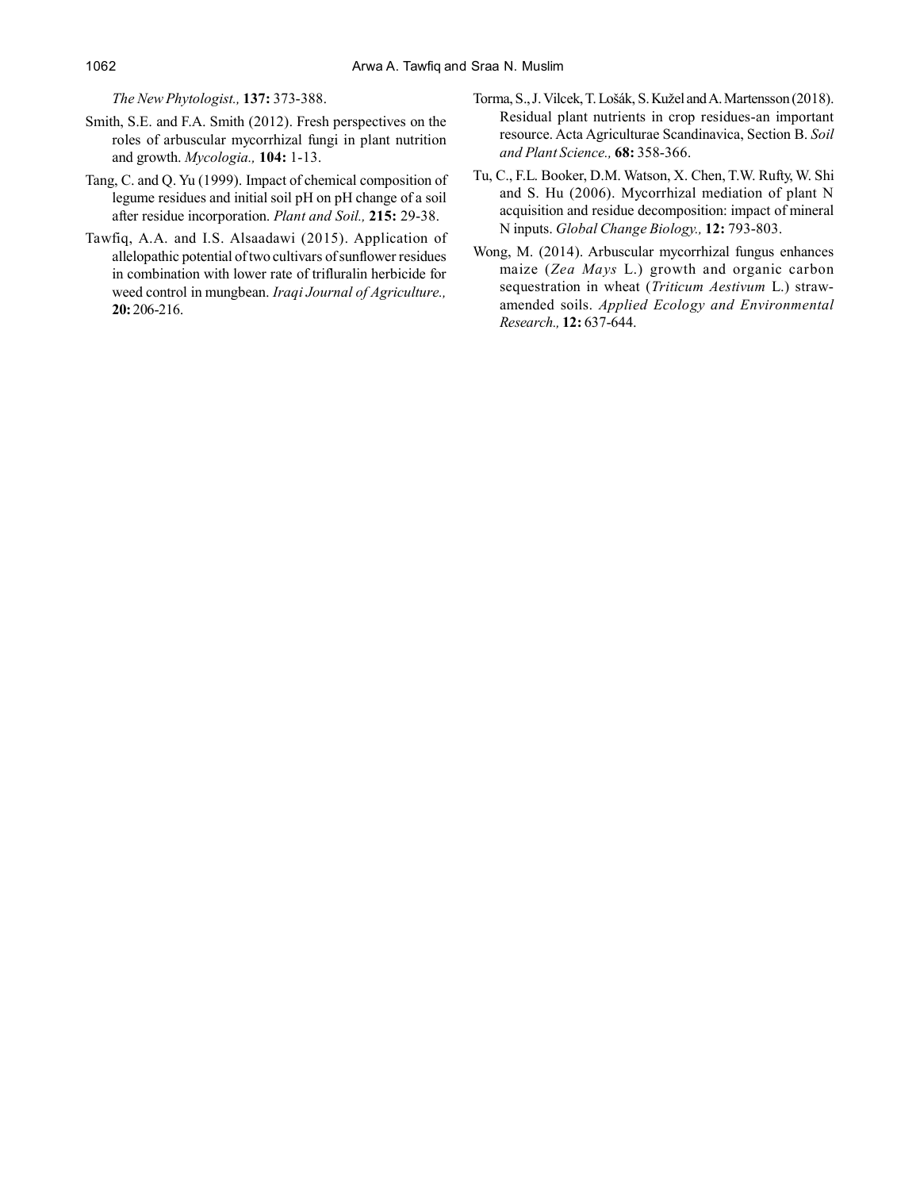*The New Phytologist.,* **137:** 373-388.

Smith, S.E. and F.A. Smith (2012). Fresh perspectives on the roles of arbuscular mycorrhizal fungi in plant nutrition and growth. *Mycologia.,* **104:** 1-13.

Tang, C. and Q. Yu (1999). Impact of chemical composition of legume residues and initial soil pH on pH change of a soil after residue incorporation. *Plant and Soil.,* **215:** 29-38.

Tawfiq, A.A. and I.S. Alsaadawi (2015). Application of allelopathic potential of two cultivars of sunflower residues in combination with lower rate of trifluralin herbicide for weed control in mungbean. *Iraqi Journal of Agriculture.,* **20:** 206-216.

Torma, S., J. Vilcek, T. Lošák, S. Kužel and A. Martensson (2018). Residual plant nutrients in crop residues-an important resource. Acta Agriculturae Scandinavica, Section B. *Soil and Plant Science.,* **68:** 358-366.

Tu, C., F.L. Booker, D.M. Watson, X. Chen, T.W. Rufty, W. Shi and S. Hu (2006). Mycorrhizal mediation of plant N acquisition and residue decomposition: impact of mineral N inputs. *Global Change Biology.,* **12:** 793-803.

Wong, M. (2014). Arbuscular mycorrhizal fungus enhances maize (*Zea Mays* L.) growth and organic carbon sequestration in wheat (*Triticum Aestivum* L.) straw-amended soils. *Applied Ecology and Environmental Research.,* **12:** 637-644.